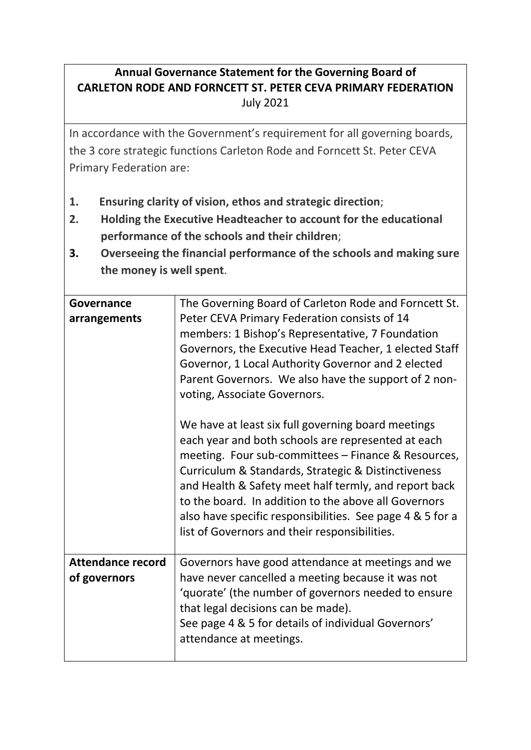# Annual Governance Statement for the Governing Board of CARLETON RODE AND FORNCETT ST. PETER CEVA PRIMARY FEDERATION

July 2021

In accordance with the Government's requirement for all governing boards, the 3 core strategic functions Carleton Rode and Forncett St. Peter CEVA Primary Federation are:

1. **Ensuring clarity of vision, ethos and strategic direction**;
2. **Holding the Executive Headteacher to account for the educational performance of the schools and their children**;
3. **Overseeing the financial performance of the schools and making sure the money is well spent**.

| | |
|---|---|
| **Governance arrangements** | The Governing Board of Carleton Rode and Forncett St. Peter CEVA Primary Federation consists of 14 members: 1 Bishop's Representative, 7 Foundation Governors, the Executive Head Teacher, 1 elected Staff Governor, 1 Local Authority Governor and 2 elected Parent Governors. We also have the support of 2 non-voting, Associate Governors.<br><br>We have at least six full governing board meetings each year and both schools are represented at each meeting. Four sub-committees – Finance & Resources, Curriculum & Standards, Strategic & Distinctiveness and Health & Safety meet half termly, and report back to the board. In addition to the above all Governors also have specific responsibilities. See page 4 & 5 for a list of Governors and their responsibilities. |
| **Attendance record of governors** | Governors have good attendance at meetings and we have never cancelled a meeting because it was not 'quorate' (the number of governors needed to ensure that legal decisions can be made).<br>See page 4 & 5 for details of individual Governors' attendance at meetings. |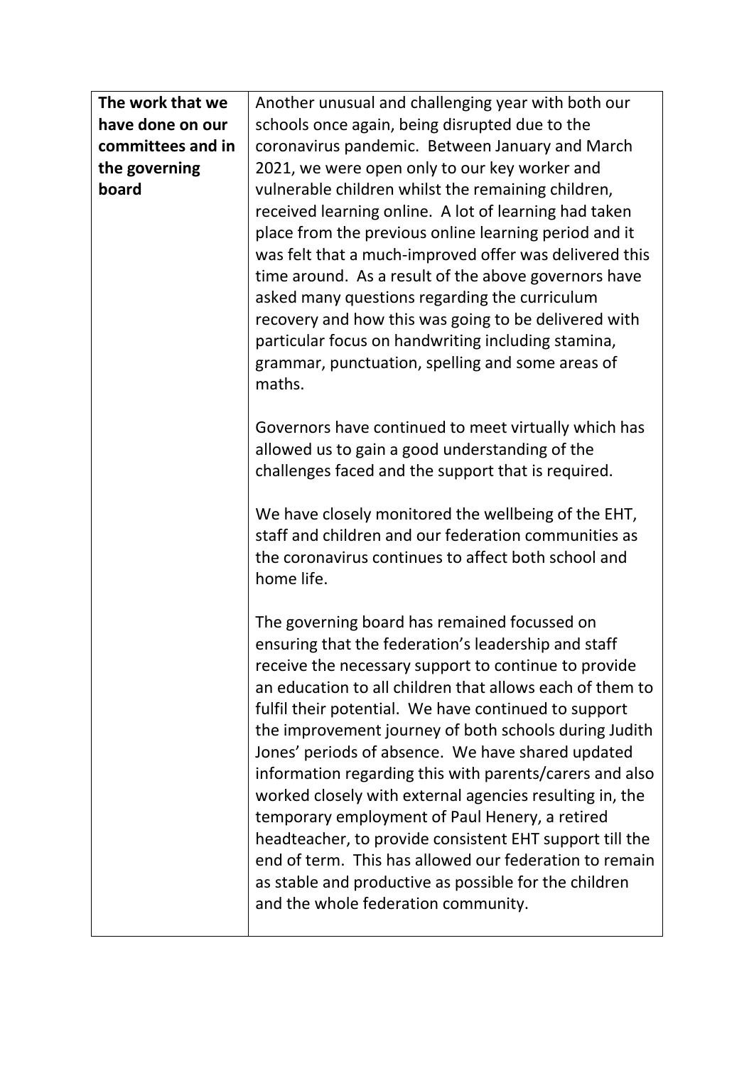| **The work that we have done on our committees and in the governing board** | Another unusual and challenging year with both our schools once again, being disrupted due to the coronavirus pandemic. Between January and March 2021, we were open only to our key worker and vulnerable children whilst the remaining children, received learning online. A lot of learning had taken place from the previous online learning period and it was felt that a much-improved offer was delivered this time around. As a result of the above governors have asked many questions regarding the curriculum recovery and how this was going to be delivered with particular focus on handwriting including stamina, grammar, punctuation, spelling and some areas of maths.<br><br>Governors have continued to meet virtually which has allowed us to gain a good understanding of the challenges faced and the support that is required.<br><br>We have closely monitored the wellbeing of the EHT, staff and children and our federation communities as the coronavirus continues to affect both school and home life.<br><br>The governing board has remained focussed on ensuring that the federation's leadership and staff receive the necessary support to continue to provide an education to all children that allows each of them to fulfil their potential. We have continued to support the improvement journey of both schools during Judith Jones' periods of absence. We have shared updated information regarding this with parents/carers and also worked closely with external agencies resulting in, the temporary employment of Paul Henery, a retired headteacher, to provide consistent EHT support till the end of term. This has allowed our federation to remain as stable and productive as possible for the children and the whole federation community. |
|---|---|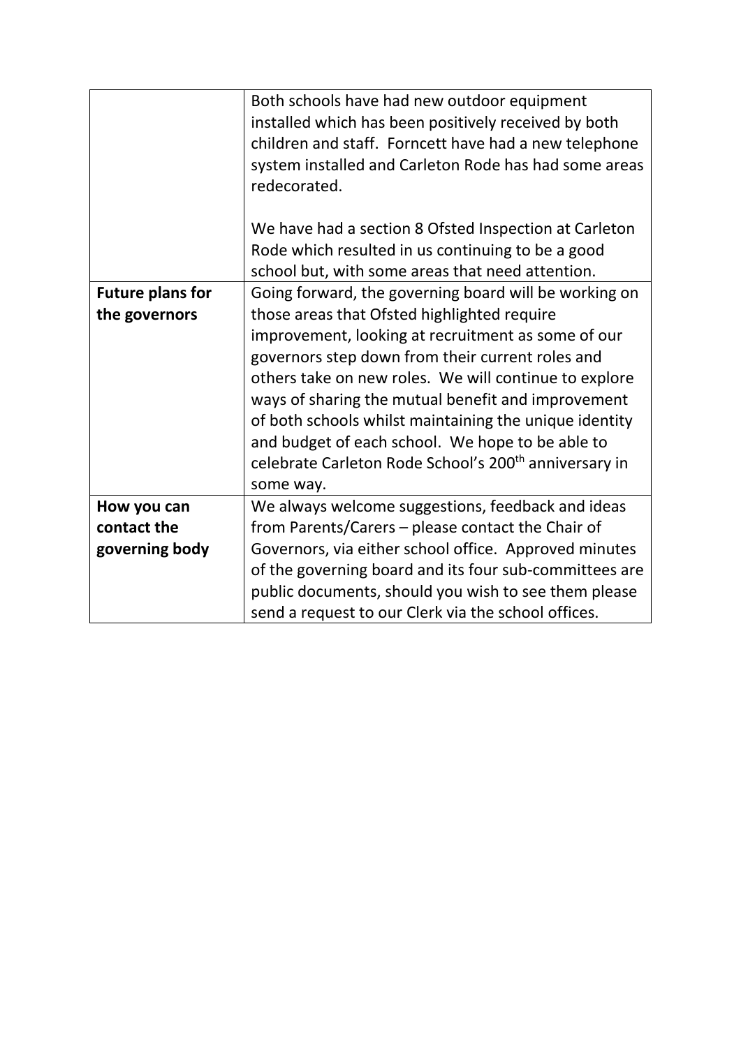| | |
|---|---|
| | Both schools have had new outdoor equipment installed which has been positively received by both children and staff. Forncett have had a new telephone system installed and Carleton Rode has had some areas redecorated.<br><br>We have had a section 8 Ofsted Inspection at Carleton Rode which resulted in us continuing to be a good school but, with some areas that need attention. |
| **Future plans for the governors** | Going forward, the governing board will be working on those areas that Ofsted highlighted require improvement, looking at recruitment as some of our governors step down from their current roles and others take on new roles. We will continue to explore ways of sharing the mutual benefit and improvement of both schools whilst maintaining the unique identity and budget of each school. We hope to be able to celebrate Carleton Rode School's 200th anniversary in some way. |
| **How you can contact the governing body** | We always welcome suggestions, feedback and ideas from Parents/Carers – please contact the Chair of Governors, via either school office. Approved minutes of the governing board and its four sub-committees are public documents, should you wish to see them please send a request to our Clerk via the school offices. |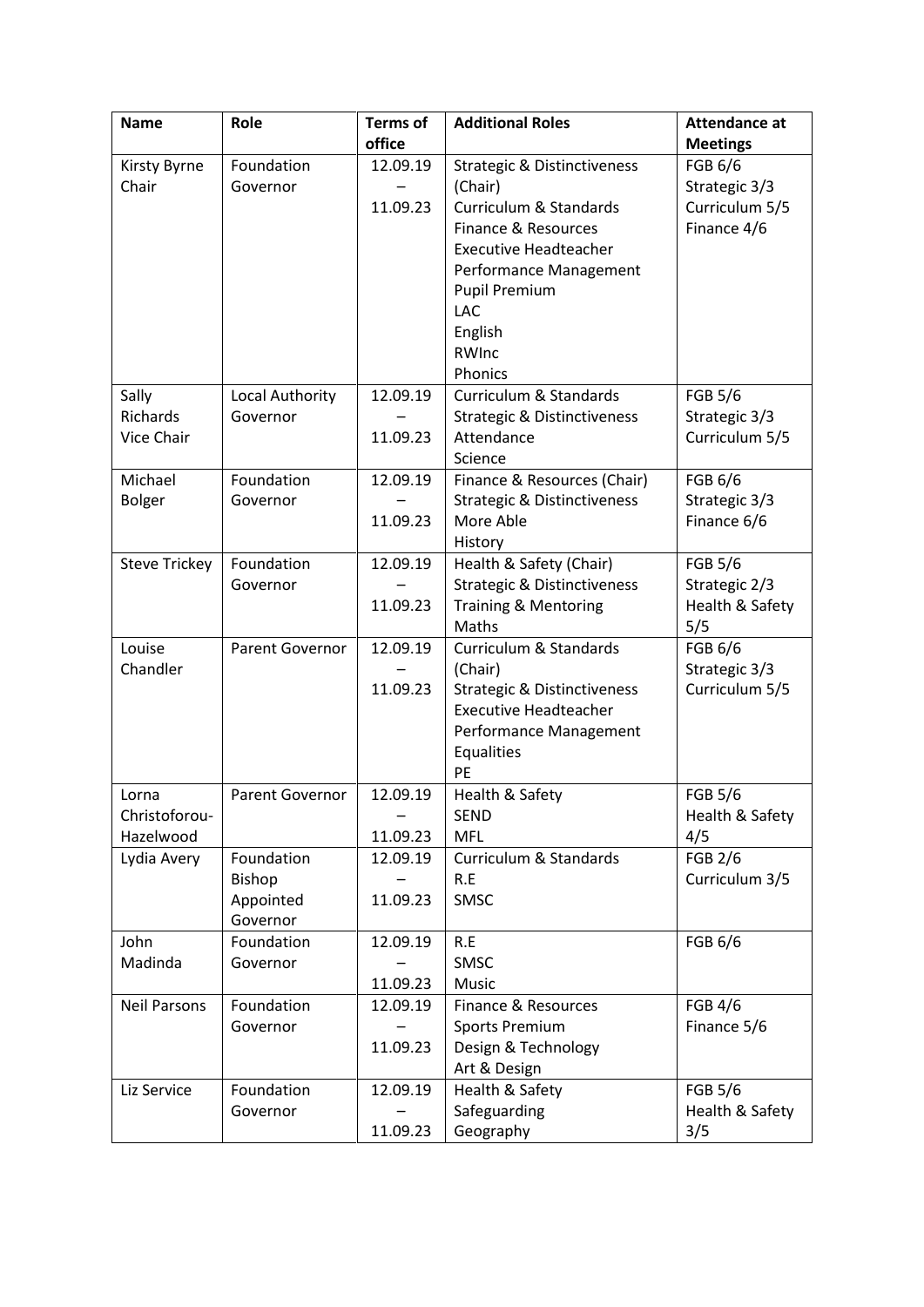| Name | Role | Terms of office | Additional Roles | Attendance at Meetings |
| --- | --- | --- | --- | --- |
| Kirsty Byrne Chair | Foundation Governor | 12.09.19 – 11.09.23 | Strategic & Distinctiveness (Chair)<br>Curriculum & Standards<br>Finance & Resources<br>Executive Headteacher Performance Management<br>Pupil Premium<br>LAC<br>English<br>RWInc<br>Phonics | FGB 6/6<br>Strategic 3/3<br>Curriculum 5/5<br>Finance 4/6 |
| Sally Richards Vice Chair | Local Authority Governor | 12.09.19 – 11.09.23 | Curriculum & Standards<br>Strategic & Distinctiveness<br>Attendance<br>Science | FGB 5/6<br>Strategic 3/3<br>Curriculum 5/5 |
| Michael Bolger | Foundation Governor | 12.09.19 – 11.09.23 | Finance & Resources (Chair)<br>Strategic & Distinctiveness<br>More Able<br>History | FGB 6/6<br>Strategic 3/3<br>Finance 6/6 |
| Steve Trickey | Foundation Governor | 12.09.19 – 11.09.23 | Health & Safety (Chair)<br>Strategic & Distinctiveness<br>Training & Mentoring<br>Maths | FGB 5/6<br>Strategic 2/3<br>Health & Safety 5/5 |
| Louise Chandler | Parent Governor | 12.09.19 – 11.09.23 | Curriculum & Standards (Chair)<br>Strategic & Distinctiveness<br>Executive Headteacher Performance Management<br>Equalities<br>PE | FGB 6/6<br>Strategic 3/3<br>Curriculum 5/5 |
| Lorna Christoforou-Hazelwood | Parent Governor | 12.09.19 – 11.09.23 | Health & Safety<br>SEND<br>MFL | FGB 5/6<br>Health & Safety 4/5 |
| Lydia Avery | Foundation Bishop Appointed Governor | 12.09.19 – 11.09.23 | Curriculum & Standards<br>R.E<br>SMSC | FGB 2/6<br>Curriculum 3/5 |
| John Madinda | Foundation Governor | 12.09.19 – 11.09.23 | R.E<br>SMSC<br>Music | FGB 6/6 |
| Neil Parsons | Foundation Governor | 12.09.19 – 11.09.23 | Finance & Resources<br>Sports Premium<br>Design & Technology<br>Art & Design | FGB 4/6<br>Finance 5/6 |
| Liz Service | Foundation Governor | 12.09.19 – 11.09.23 | Health & Safety<br>Safeguarding<br>Geography | FGB 5/6<br>Health & Safety 3/5 |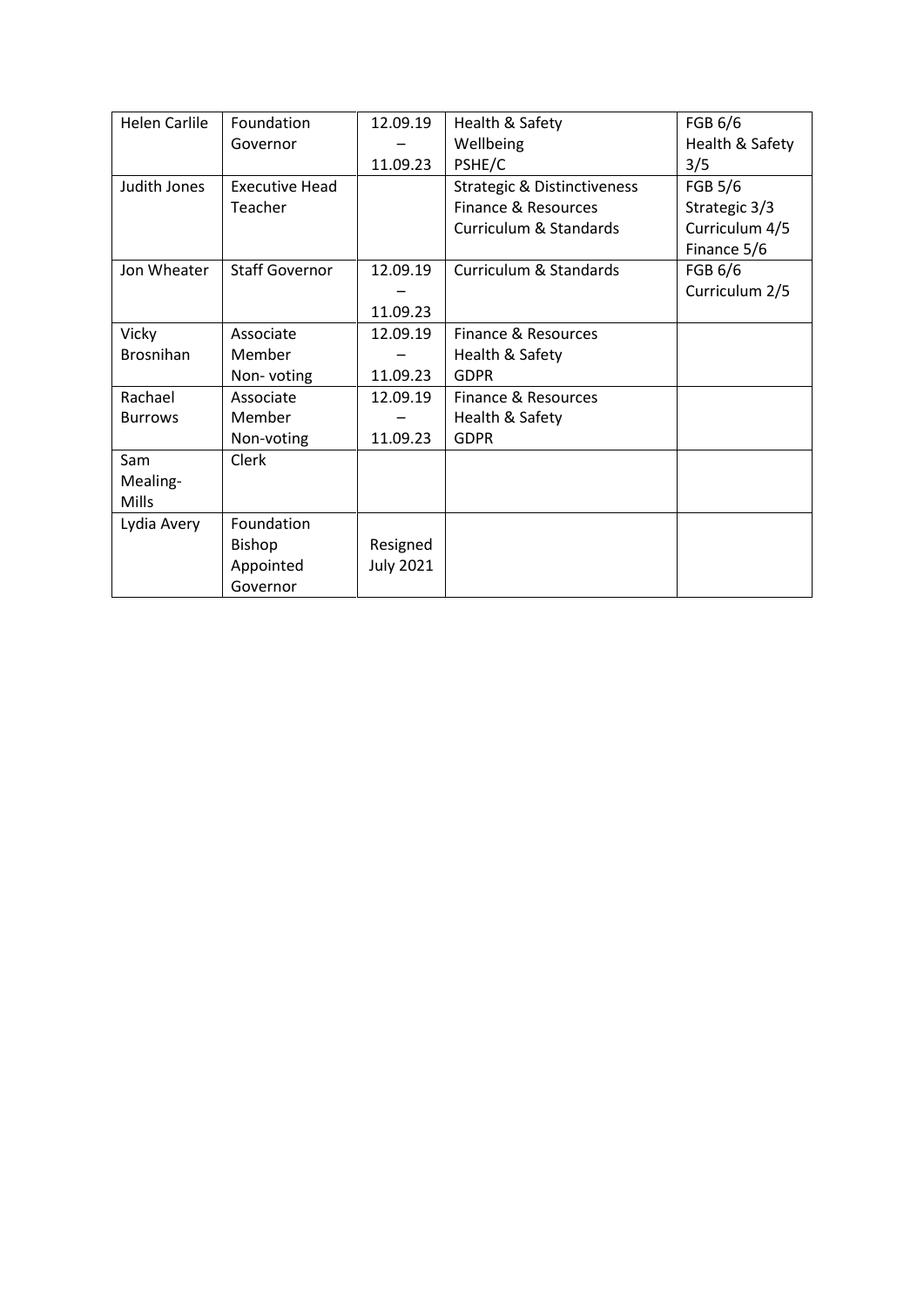| | | | | |
|---|---|---|---|---|
| Helen Carlile | Foundation Governor | 12.09.19 – 11.09.23 | Health & Safety<br>Wellbeing<br>PSHE/C | FGB 6/6<br>Health & Safety 3/5 |
| Judith Jones | Executive Head Teacher | | Strategic & Distinctiveness<br>Finance & Resources<br>Curriculum & Standards | FGB 5/6<br>Strategic 3/3<br>Curriculum 4/5<br>Finance 5/6 |
| Jon Wheater | Staff Governor | 12.09.19 – 11.09.23 | Curriculum & Standards | FGB 6/6<br>Curriculum 2/5 |
| Vicky Brosnihan | Associate Member Non- voting | 12.09.19 – 11.09.23 | Finance & Resources<br>Health & Safety<br>GDPR | |
| Rachael Burrows | Associate Member Non-voting | 12.09.19 – 11.09.23 | Finance & Resources<br>Health & Safety<br>GDPR | |
| Sam Mealing-Mills | Clerk | | | |
| Lydia Avery | Foundation Bishop Appointed Governor | Resigned July 2021 | | |